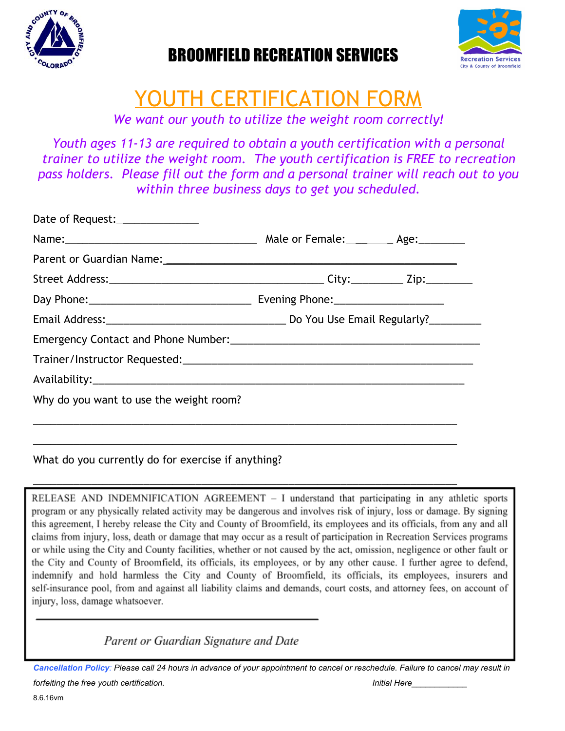# BROOMFIELD RECREATION SERVICES

## YOUTH CERTIFICATION FORM

*We want our youth to utilize the weight room correctly!*

*Youth ages 11-13 are required to obtain a youth certification with a personal trainer to utilize the weight room. The youth certification is FREE to recreation pass holders. Please fill out the form and a personal trainer will reach out to you within three business days to get you scheduled.*

Date of Request:_____________

Name:________________________________ Male or Female:_______ Age:________

Parent or Guardian Name:_______________________________________________

Street Address:____________________________________ City:_________ Zip:________

Day Phone:___________________________ Evening Phone:__________________

Email Address:______________________________ Do You Use Email Regularly?_________

Emergency Contact and Phone Number:__________________________________________

Trainer/Instructor Requested:_________________________________________________

Availability:_______________________________________________________________

Why do you want to use the weight room?

_______________________________________________________________________

_______________________________________________________________________

What do you currently do for exercise if anything?

_______________________________________________________________________

RELEASE AND INDEMNIFICATION AGREEMENT – I understand that participating in any athletic sports program or any physically related activity may be dangerous and involves risk of injury, loss or damage. By signing this agreement, I hereby release the City and County of Broomfield, its employees and its officials, from any and all claims from injury, loss, death or damage that may occur as a result of participation in Recreation Services programs or while using the City and County facilities, whether or not caused by the act, omission, negligence or other fault or the City and County of Broomfield, its officials, its employees, or by any other cause. I further agree to defend, indemnify and hold harmless the City and County of Broomfield, its officials, its employees, insurers and self-insurance pool, from and against all liability claims and demands, court costs, and attorney fees, on account of injury, loss, damage whatsoever.

_____________________________________________

*Parent or Guardian Signature and Date*

***Cancellation Policy**: Please call 24 hours in advance of your appointment to cancel or reschedule. Failure to cancel may result in forfeiting the free youth certification.* *Initial Here____________*

8.6.16vm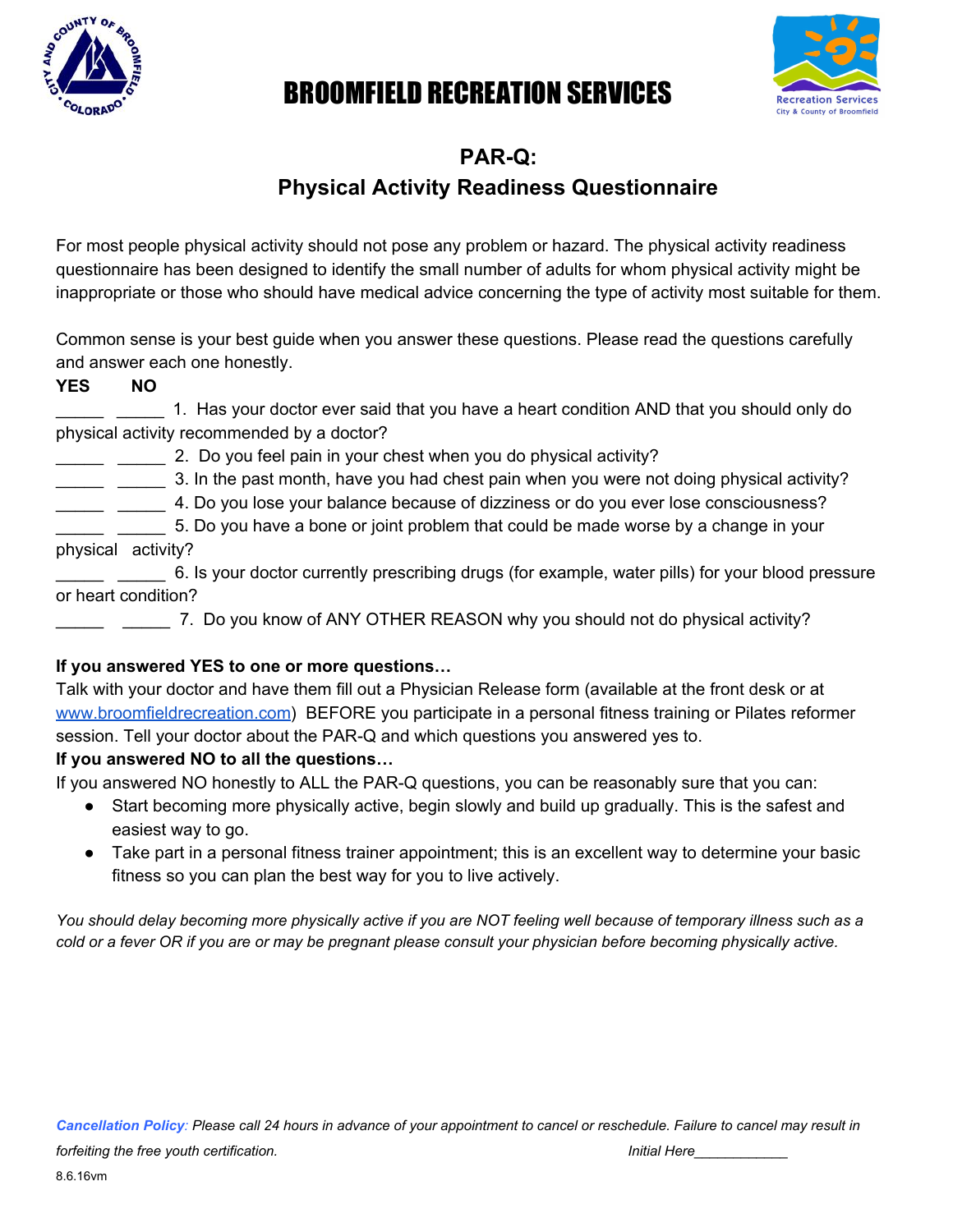# BROOMFIELD RECREATION SERVICES

## PAR-Q:
## Physical Activity Readiness Questionnaire

For most people physical activity should not pose any problem or hazard. The physical activity readiness questionnaire has been designed to identify the small number of adults for whom physical activity might be inappropriate or those who should have medical advice concerning the type of activity most suitable for them.

Common sense is your best guide when you answer these questions. Please read the questions carefully and answer each one honestly.

**YES** **NO**

_____ _____ 1. Has your doctor ever said that you have a heart condition AND that you should only do physical activity recommended by a doctor?

_____ _____ 2. Do you feel pain in your chest when you do physical activity?

_____ _____ 3. In the past month, have you had chest pain when you were not doing physical activity?

_____ _____ 4. Do you lose your balance because of dizziness or do you ever lose consciousness?

_____ _____ 5. Do you have a bone or joint problem that could be made worse by a change in your physical activity?

_____ _____ 6. Is your doctor currently prescribing drugs (for example, water pills) for your blood pressure or heart condition?

_____ _____ 7. Do you know of ANY OTHER REASON why you should not do physical activity?

**If you answered YES to one or more questions…**

Talk with your doctor and have them fill out a Physician Release form (available at the front desk or at www.broomfieldrecreation.com) BEFORE you participate in a personal fitness training or Pilates reformer session. Tell your doctor about the PAR-Q and which questions you answered yes to.

**If you answered NO to all the questions…**

If you answered NO honestly to ALL the PAR-Q questions, you can be reasonably sure that you can:

- Start becoming more physically active, begin slowly and build up gradually. This is the safest and easiest way to go.
- Take part in a personal fitness trainer appointment; this is an excellent way to determine your basic fitness so you can plan the best way for you to live actively.

*You should delay becoming more physically active if you are NOT feeling well because of temporary illness such as a cold or a fever OR if you are or may be pregnant please consult your physician before becoming physically active.*

***Cancellation Policy**: Please call 24 hours in advance of your appointment to cancel or reschedule. Failure to cancel may result in forfeiting the free youth certification.* *Initial Here____________*

8.6.16vm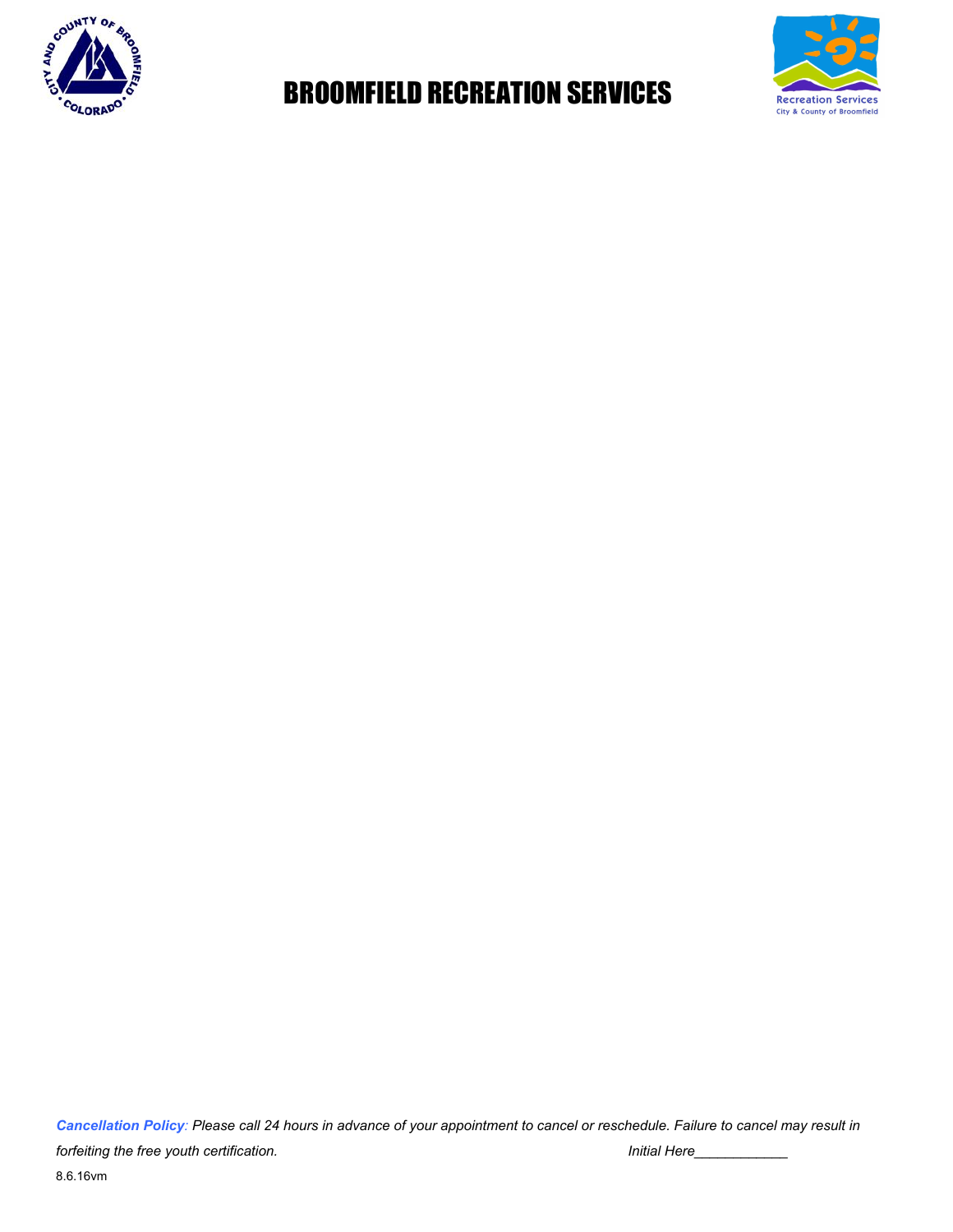# BROOMFIELD RECREATION SERVICES

***Cancellation Policy**: Please call 24 hours in advance of your appointment to cancel or reschedule. Failure to cancel may result in forfeiting the free youth certification.*

*Initial Here____________*